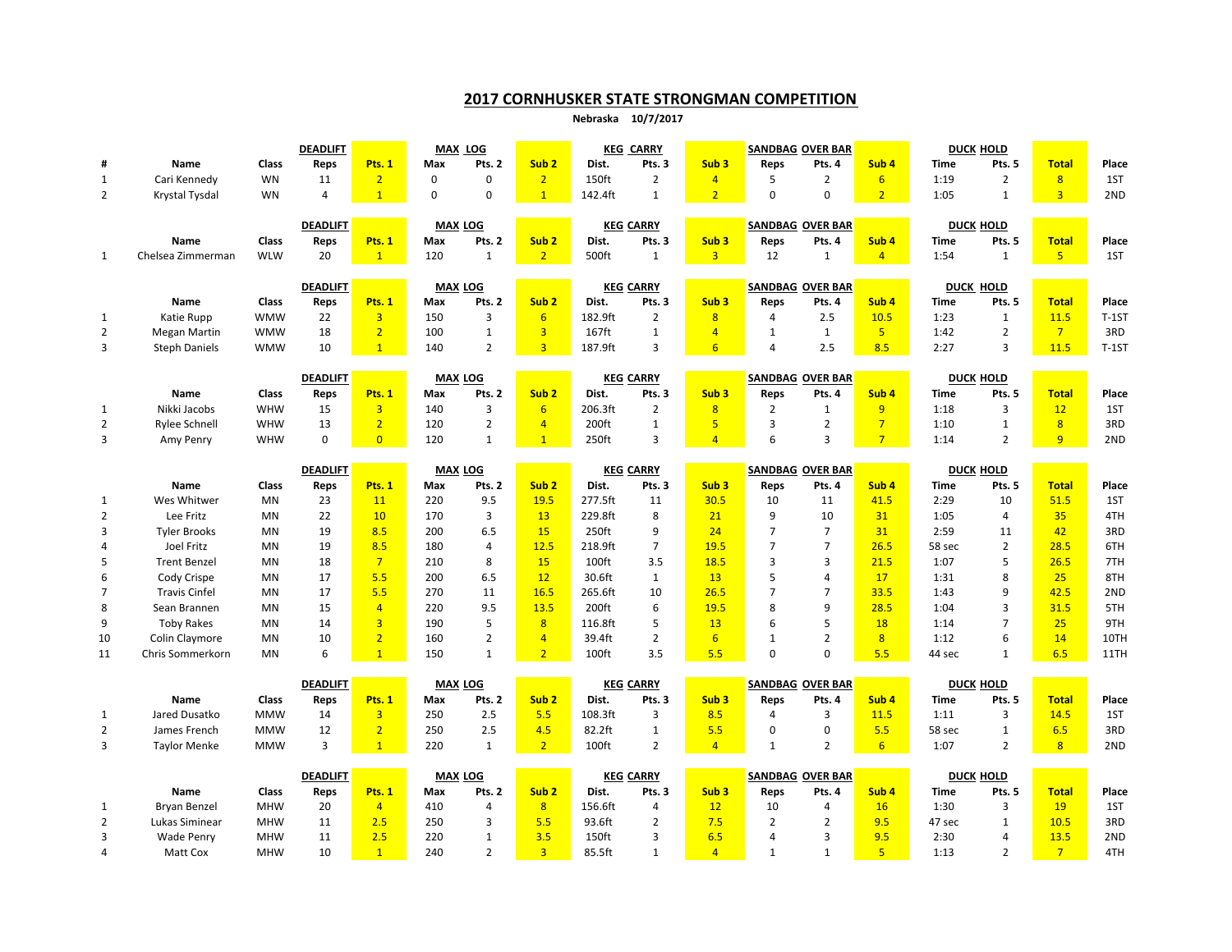## 2017 CORNHUSKER STATE STRONGMAN COMPETITION

**Nebraska 10/7/2017**

| | | | DEADLIFT | | MAX LOG | | | KEG CARRY | | | SANDBAG OVER BAR | | | DUCK HOLD | | | |
|---|---|---|---|---|---|---|---|---|---|---|---|---|---|---|---|---|---|
| # | Name | Class | Reps | Pts. 1 | Max | Pts. 2 | Sub 2 | Dist. | Pts. 3 | Sub 3 | Reps | Pts. 4 | Sub 4 | Time | Pts. 5 | Total | Place |
| 1 | Cari Kennedy | WN | 11 | 2 | 0 | 0 | 2 | 150ft | 2 | 4 | 5 | 2 | 6 | 1:19 | 2 | 8 | 1ST |
| 2 | Krystal Tysdal | WN | 4 | 1 | 0 | 0 | 1 | 142.4ft | 1 | 2 | 0 | 0 | 2 | 1:05 | 1 | 3 | 2ND |

| | | | DEADLIFT | | MAX LOG | | | KEG CARRY | | | SANDBAG OVER BAR | | | DUCK HOLD | | | |
|---|---|---|---|---|---|---|---|---|---|---|---|---|---|---|---|---|---|
| | Name | Class | Reps | Pts. 1 | Max | Pts. 2 | Sub 2 | Dist. | Pts. 3 | Sub 3 | Reps | Pts. 4 | Sub 4 | Time | Pts. 5 | Total | Place |
| 1 | Chelsea Zimmerman | WLW | 20 | 1 | 120 | 1 | 2 | 500ft | 1 | 3 | 12 | 1 | 4 | 1:54 | 1 | 5 | 1ST |

| | | | DEADLIFT | | MAX LOG | | | KEG CARRY | | | SANDBAG OVER BAR | | | DUCK HOLD | | | |
|---|---|---|---|---|---|---|---|---|---|---|---|---|---|---|---|---|---|
| | Name | Class | Reps | Pts. 1 | Max | Pts. 2 | Sub 2 | Dist. | Pts. 3 | Sub 3 | Reps | Pts. 4 | Sub 4 | Time | Pts. 5 | Total | Place |
| 1 | Katie Rupp | WMW | 22 | 3 | 150 | 3 | 6 | 182.9ft | 2 | 8 | 4 | 2.5 | 10.5 | 1:23 | 1 | 11.5 | T-1ST |
| 2 | Megan Martin | WMW | 18 | 2 | 100 | 1 | 3 | 167ft | 1 | 4 | 1 | 1 | 5 | 1:42 | 2 | 7 | 3RD |
| 3 | Steph Daniels | WMW | 10 | 1 | 140 | 2 | 3 | 187.9ft | 3 | 6 | 4 | 2.5 | 8.5 | 2:27 | 3 | 11.5 | T-1ST |

| | | | DEADLIFT | | MAX LOG | | | KEG CARRY | | | SANDBAG OVER BAR | | | DUCK HOLD | | | |
|---|---|---|---|---|---|---|---|---|---|---|---|---|---|---|---|---|---|
| | Name | Class | Reps | Pts. 1 | Max | Pts. 2 | Sub 2 | Dist. | Pts. 3 | Sub 3 | Reps | Pts. 4 | Sub 4 | Time | Pts. 5 | Total | Place |
| 1 | Nikki Jacobs | WHW | 15 | 3 | 140 | 3 | 6 | 206.3ft | 2 | 8 | 2 | 1 | 9 | 1:18 | 3 | 12 | 1ST |
| 2 | Rylee Schnell | WHW | 13 | 2 | 120 | 2 | 4 | 200ft | 1 | 5 | 3 | 2 | 7 | 1:10 | 1 | 8 | 3RD |
| 3 | Amy Penry | WHW | 0 | 0 | 120 | 1 | 1 | 250ft | 3 | 4 | 6 | 3 | 7 | 1:14 | 2 | 9 | 2ND |

| | | | DEADLIFT | | MAX LOG | | | KEG CARRY | | | SANDBAG OVER BAR | | | DUCK HOLD | | | |
|---|---|---|---|---|---|---|---|---|---|---|---|---|---|---|---|---|---|
| | Name | Class | Reps | Pts. 1 | Max | Pts. 2 | Sub 2 | Dist. | Pts. 3 | Sub 3 | Reps | Pts. 4 | Sub 4 | Time | Pts. 5 | Total | Place |
| 1 | Wes Whitwer | MN | 23 | 11 | 220 | 9.5 | 19.5 | 277.5ft | 11 | 30.5 | 10 | 11 | 41.5 | 2:29 | 10 | 51.5 | 1ST |
| 2 | Lee Fritz | MN | 22 | 10 | 170 | 3 | 13 | 229.8ft | 8 | 21 | 9 | 10 | 31 | 1:05 | 4 | 35 | 4TH |
| 3 | Tyler Brooks | MN | 19 | 8.5 | 200 | 6.5 | 15 | 250ft | 9 | 24 | 7 | 7 | 31 | 2:59 | 11 | 42 | 3RD |
| 4 | Joel Fritz | MN | 19 | 8.5 | 180 | 4 | 12.5 | 218.9ft | 7 | 19.5 | 7 | 7 | 26.5 | 58 sec | 2 | 28.5 | 6TH |
| 5 | Trent Benzel | MN | 18 | 7 | 210 | 8 | 15 | 100ft | 3.5 | 18.5 | 3 | 3 | 21.5 | 1:07 | 5 | 26.5 | 7TH |
| 6 | Cody Crispe | MN | 17 | 5.5 | 200 | 6.5 | 12 | 30.6ft | 1 | 13 | 5 | 4 | 17 | 1:31 | 8 | 25 | 8TH |
| 7 | Travis Cinfel | MN | 17 | 5.5 | 270 | 11 | 16.5 | 265.6ft | 10 | 26.5 | 7 | 7 | 33.5 | 1:43 | 9 | 42.5 | 2ND |
| 8 | Sean Brannen | MN | 15 | 4 | 220 | 9.5 | 13.5 | 200ft | 6 | 19.5 | 8 | 9 | 28.5 | 1:04 | 3 | 31.5 | 5TH |
| 9 | Toby Rakes | MN | 14 | 3 | 190 | 5 | 8 | 116.8ft | 5 | 13 | 6 | 5 | 18 | 1:14 | 7 | 25 | 9TH |
| 10 | Colin Claymore | MN | 10 | 2 | 160 | 2 | 4 | 39.4ft | 2 | 6 | 1 | 2 | 8 | 1:12 | 6 | 14 | 10TH |
| 11 | Chris Sommerkorn | MN | 6 | 1 | 150 | 1 | 2 | 100ft | 3.5 | 5.5 | 0 | 0 | 5.5 | 44 sec | 1 | 6.5 | 11TH |

| | | | DEADLIFT | | MAX LOG | | | KEG CARRY | | | SANDBAG OVER BAR | | | DUCK HOLD | | | |
|---|---|---|---|---|---|---|---|---|---|---|---|---|---|---|---|---|---|
| | Name | Class | Reps | Pts. 1 | Max | Pts. 2 | Sub 2 | Dist. | Pts. 3 | Sub 3 | Reps | Pts. 4 | Sub 4 | Time | Pts. 5 | Total | Place |
| 1 | Jared Dusatko | MMW | 14 | 3 | 250 | 2.5 | 5.5 | 108.3ft | 3 | 8.5 | 4 | 3 | 11.5 | 1:11 | 3 | 14.5 | 1ST |
| 2 | James French | MMW | 12 | 2 | 250 | 2.5 | 4.5 | 82.2ft | 1 | 5.5 | 0 | 0 | 5.5 | 58 sec | 1 | 6.5 | 3RD |
| 3 | Taylor Menke | MMW | 3 | 1 | 220 | 1 | 2 | 100ft | 2 | 4 | 1 | 2 | 6 | 1:07 | 2 | 8 | 2ND |

| | | | DEADLIFT | | MAX LOG | | | KEG CARRY | | | SANDBAG OVER BAR | | | DUCK HOLD | | | |
|---|---|---|---|---|---|---|---|---|---|---|---|---|---|---|---|---|---|
| | Name | Class | Reps | Pts. 1 | Max | Pts. 2 | Sub 2 | Dist. | Pts. 3 | Sub 3 | Reps | Pts. 4 | Sub 4 | Time | Pts. 5 | Total | Place |
| 1 | Bryan Benzel | MHW | 20 | 4 | 410 | 4 | 8 | 156.6ft | 4 | 12 | 10 | 4 | 16 | 1:30 | 3 | 19 | 1ST |
| 2 | Lukas Siminear | MHW | 11 | 2.5 | 250 | 3 | 5.5 | 93.6ft | 2 | 7.5 | 2 | 2 | 9.5 | 47 sec | 1 | 10.5 | 3RD |
| 3 | Wade Penry | MHW | 11 | 2.5 | 220 | 1 | 3.5 | 150ft | 3 | 6.5 | 4 | 3 | 9.5 | 2:30 | 4 | 13.5 | 2ND |
| 4 | Matt Cox | MHW | 10 | 1 | 240 | 2 | 3 | 85.5ft | 1 | 4 | 1 | 1 | 5 | 1:13 | 2 | 7 | 4TH |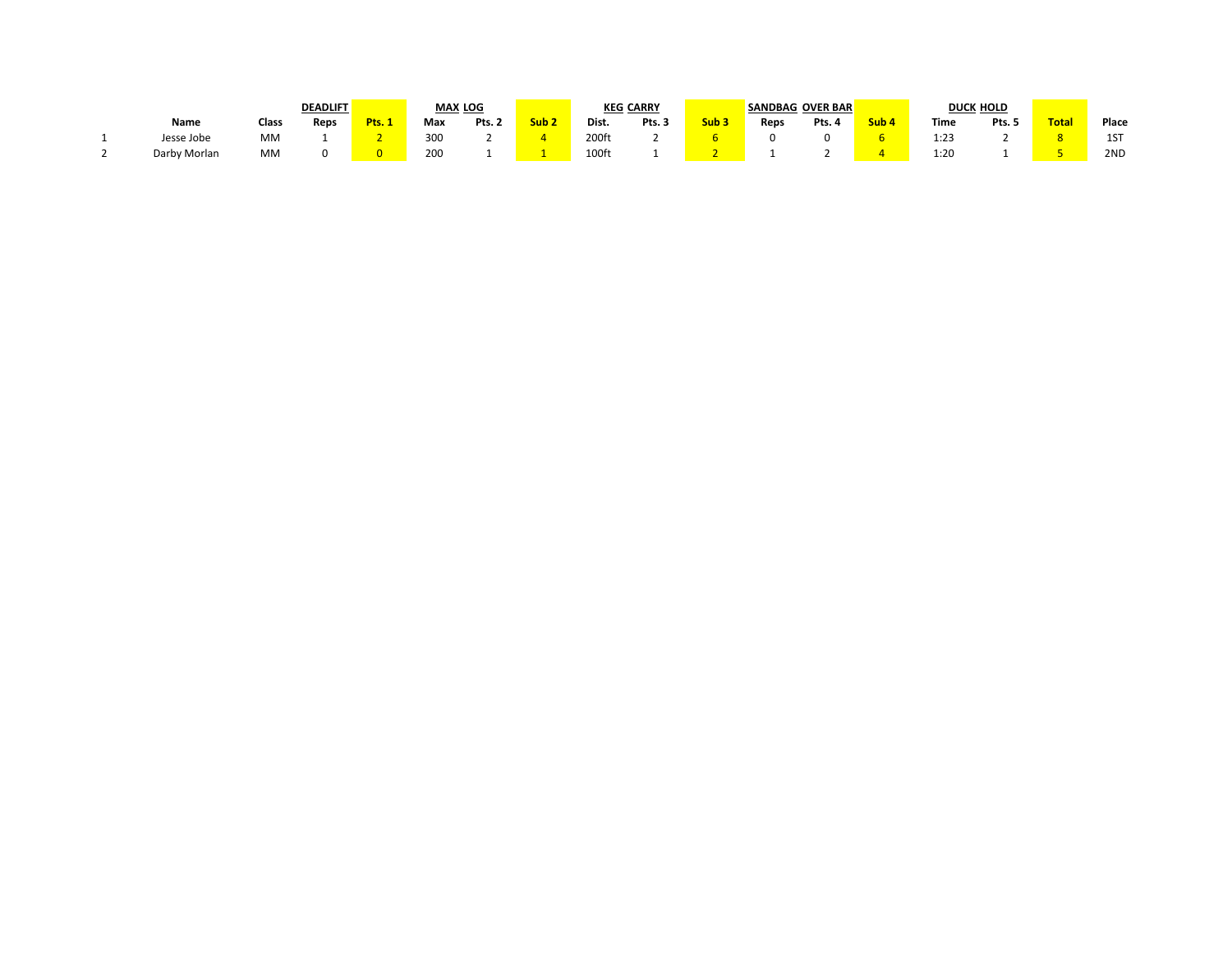| | | | DEADLIFT | | MAX LOG | | | KEG CARRY | | | SANDBAG OVER BAR | | | DUCK HOLD | | | |
|---|---|---|---|---|---|---|---|---|---|---|---|---|---|---|---|---|---|
| | Name | Class | Reps | Pts. 1 | Max | Pts. 2 | Sub 2 | Dist. | Pts. 3 | Sub 3 | Reps | Pts. 4 | Sub 4 | Time | Pts. 5 | Total | Place |
| 1 | Jesse Jobe | MM | 1 | 2 | 300 | 2 | 4 | 200ft | 2 | 6 | 0 | 0 | 6 | 1:23 | 2 | 8 | 1ST |
| 2 | Darby Morlan | MM | 0 | 0 | 200 | 1 | 1 | 100ft | 1 | 2 | 1 | 2 | 4 | 1:20 | 1 | 5 | 2ND |